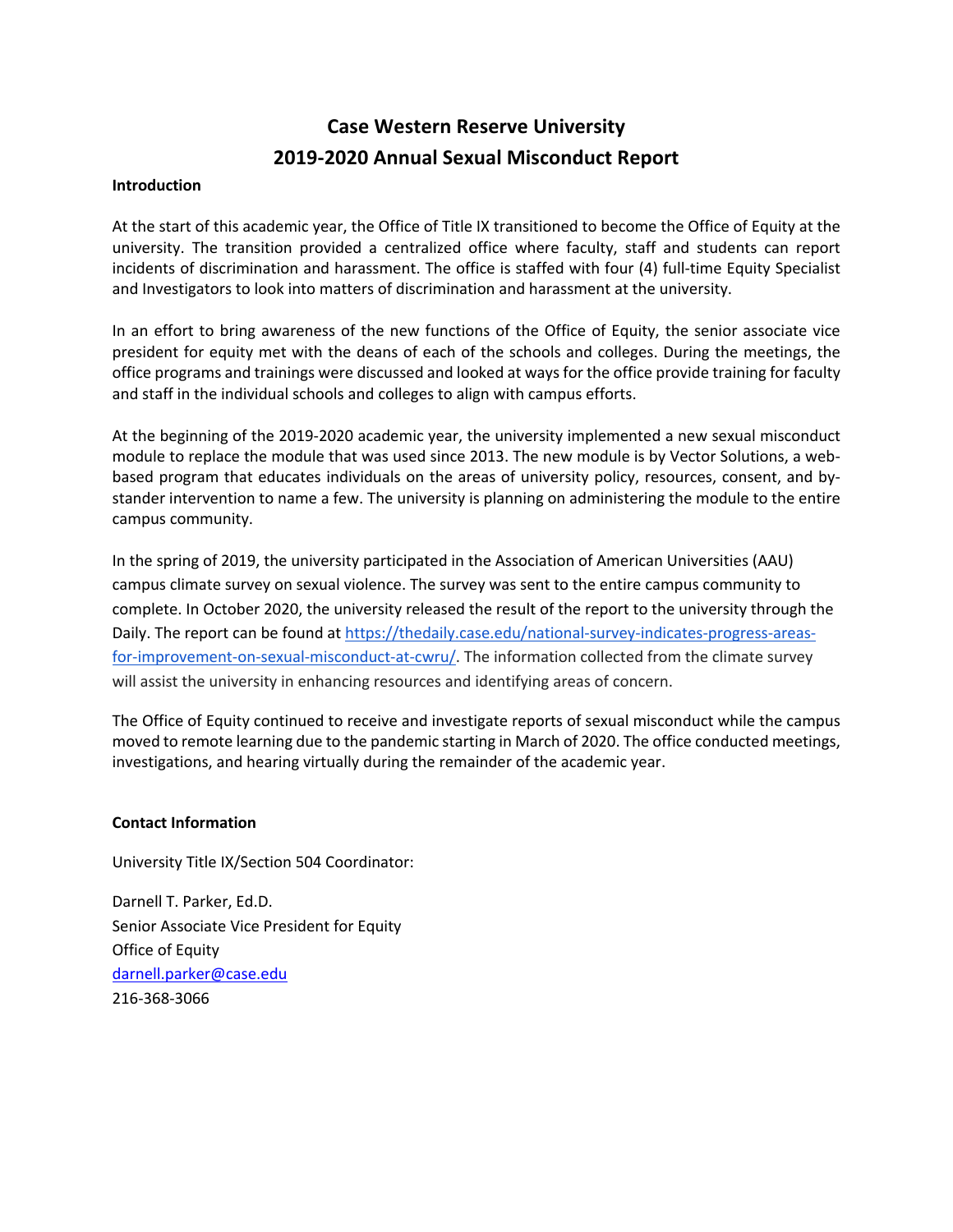# Case Western Reserve University
# 2019-2020 Annual Sexual Misconduct Report

**Introduction**

At the start of this academic year, the Office of Title IX transitioned to become the Office of Equity at the university. The transition provided a centralized office where faculty, staff and students can report incidents of discrimination and harassment. The office is staffed with four (4) full-time Equity Specialist and Investigators to look into matters of discrimination and harassment at the university.

In an effort to bring awareness of the new functions of the Office of Equity, the senior associate vice president for equity met with the deans of each of the schools and colleges. During the meetings, the office programs and trainings were discussed and looked at ways for the office provide training for faculty and staff in the individual schools and colleges to align with campus efforts.

At the beginning of the 2019-2020 academic year, the university implemented a new sexual misconduct module to replace the module that was used since 2013. The new module is by Vector Solutions, a web-based program that educates individuals on the areas of university policy, resources, consent, and by-stander intervention to name a few. The university is planning on administering the module to the entire campus community.

In the spring of 2019, the university participated in the Association of American Universities (AAU) campus climate survey on sexual violence. The survey was sent to the entire campus community to complete. In October 2020, the university released the result of the report to the university through the Daily. The report can be found at https://thedaily.case.edu/national-survey-indicates-progress-areas-for-improvement-on-sexual-misconduct-at-cwru/. The information collected from the climate survey will assist the university in enhancing resources and identifying areas of concern.

The Office of Equity continued to receive and investigate reports of sexual misconduct while the campus moved to remote learning due to the pandemic starting in March of 2020. The office conducted meetings, investigations, and hearing virtually during the remainder of the academic year.

**Contact Information**

University Title IX/Section 504 Coordinator:

Darnell T. Parker, Ed.D.
Senior Associate Vice President for Equity
Office of Equity
darnell.parker@case.edu
216-368-3066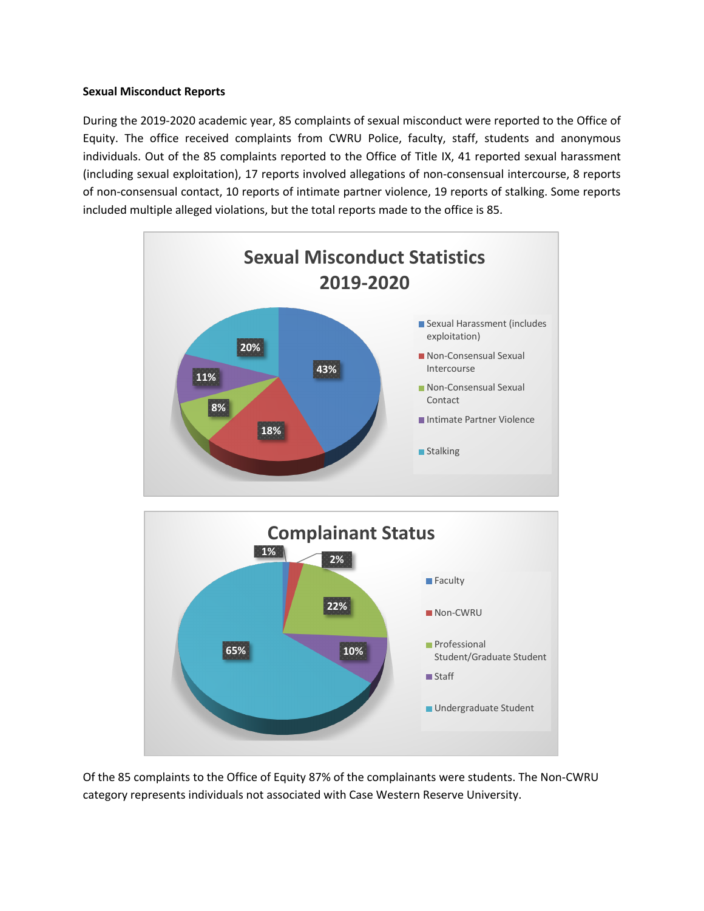**Sexual Misconduct Reports**

During the 2019-2020 academic year, 85 complaints of sexual misconduct were reported to the Office of Equity. The office received complaints from CWRU Police, faculty, staff, students and anonymous individuals. Out of the 85 complaints reported to the Office of Title IX, 41 reported sexual harassment (including sexual exploitation), 17 reports involved allegations of non-consensual intercourse, 8 reports of non-consensual contact, 10 reports of intimate partner violence, 19 reports of stalking. Some reports included multiple alleged violations, but the total reports made to the office is 85.

**Sexual Misconduct Statistics 2019-2020**

| Category | Percentage |
|---|---|
| Sexual Harassment (includes exploitation) | 43% |
| Non-Consensual Sexual Intercourse | 18% |
| Non-Consensual Sexual Contact | 8% |
| Intimate Partner Violence | 11% |
| Stalking | 20% |

**Complainant Status**

| Category | Percentage |
|---|---|
| Faculty | 1% |
| Non-CWRU | 2% |
| Professional Student/Graduate Student | 22% |
| Staff | 10% |
| Undergraduate Student | 65% |

Of the 85 complaints to the Office of Equity 87% of the complainants were students. The Non-CWRU category represents individuals not associated with Case Western Reserve University.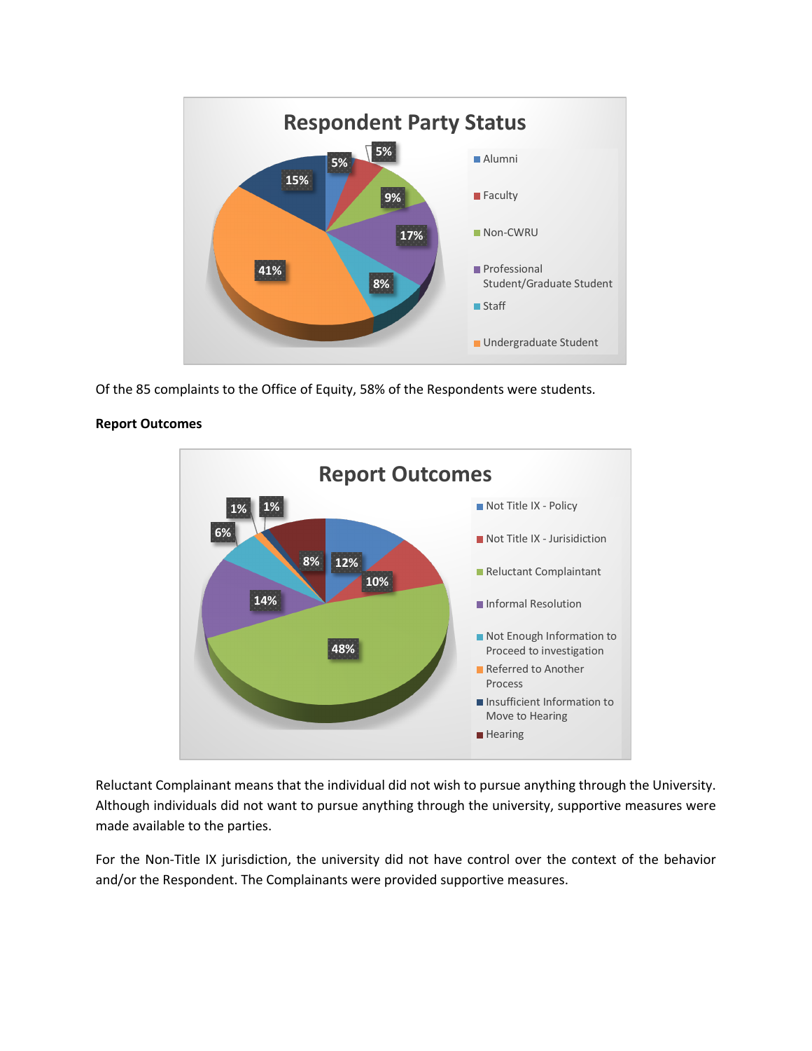**Respondent Party Status**

| Respondent Party Status | Percentage |
| --- | --- |
| Alumni | 5% |
| Faculty | 5% |
| Non-CWRU | 9% |
| Professional Student/Graduate Student | 17% |
| Staff | 8% |
| Undergraduate Student | 41% |
| | 15% |

Of the 85 complaints to the Office of Equity, 58% of the Respondents were students.

**Report Outcomes**

**Report Outcomes**

| Report Outcomes | Percentage |
| --- | --- |
| Not Title IX - Policy | 12% |
| Not Title IX - Jurisdiction | 10% |
| Reluctant Complainant | 48% |
| Informal Resolution | 14% |
| Not Enough Information to Proceed to investigation | 6% |
| Referred to Another Process | 1% |
| Insufficient Information to Move to Hearing | 1% |
| Hearing | 8% |

Reluctant Complainant means that the individual did not wish to pursue anything through the University. Although individuals did not want to pursue anything through the university, supportive measures were made available to the parties.

For the Non-Title IX jurisdiction, the university did not have control over the context of the behavior and/or the Respondent. The Complainants were provided supportive measures.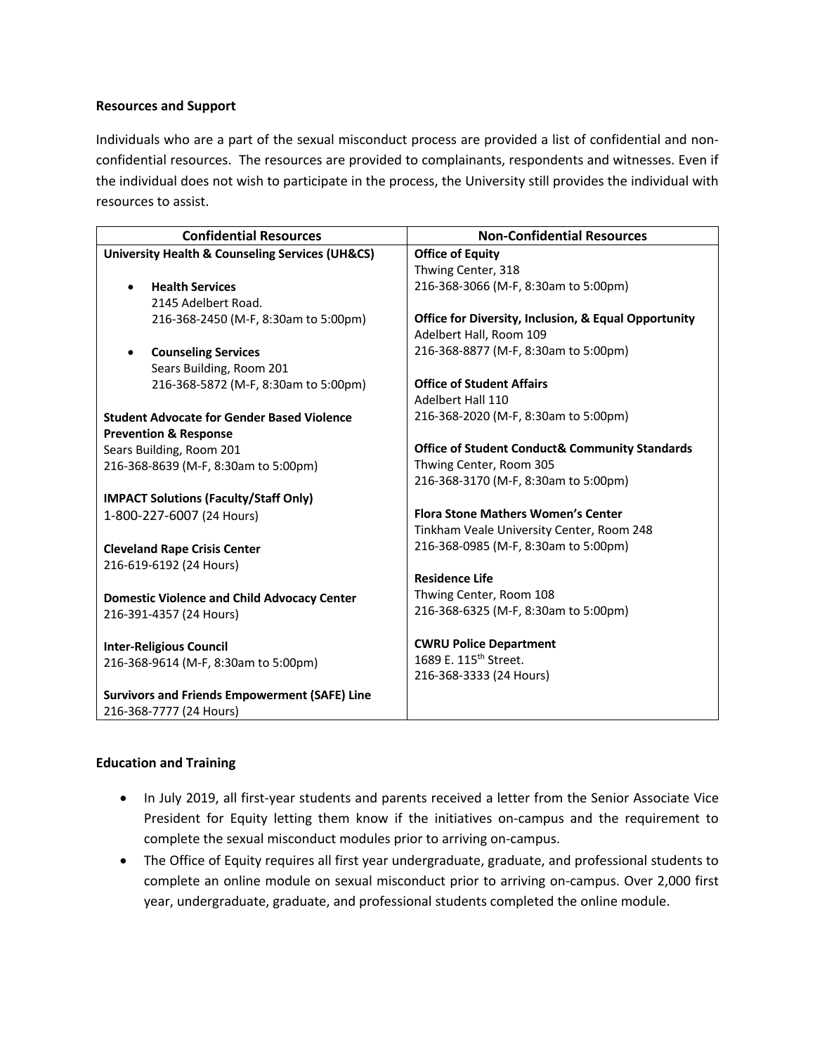**Resources and Support**

Individuals who are a part of the sexual misconduct process are provided a list of confidential and non-confidential resources. The resources are provided to complainants, respondents and witnesses. Even if the individual does not wish to participate in the process, the University still provides the individual with resources to assist.

| Confidential Resources | Non-Confidential Resources |
| --- | --- |
| **University Health & Counseling Services (UH&CS)**<br><br>• **Health Services**<br>2145 Adelbert Road.<br>216-368-2450 (M-F, 8:30am to 5:00pm)<br><br>• **Counseling Services**<br>Sears Building, Room 201<br>216-368-5872 (M-F, 8:30am to 5:00pm)<br><br>**Student Advocate for Gender Based Violence Prevention & Response**<br>Sears Building, Room 201<br>216-368-8639 (M-F, 8:30am to 5:00pm)<br><br>**IMPACT Solutions (Faculty/Staff Only)**<br>1-800-227-6007 (24 Hours)<br><br>**Cleveland Rape Crisis Center**<br>216-619-6192 (24 Hours)<br><br>**Domestic Violence and Child Advocacy Center**<br>216-391-4357 (24 Hours)<br><br>**Inter-Religious Council**<br>216-368-9614 (M-F, 8:30am to 5:00pm)<br><br>**Survivors and Friends Empowerment (SAFE) Line**<br>216-368-7777 (24 Hours) | **Office of Equity**<br>Thwing Center, 318<br>216-368-3066 (M-F, 8:30am to 5:00pm)<br><br>**Office for Diversity, Inclusion, & Equal Opportunity**<br>Adelbert Hall, Room 109<br>216-368-8877 (M-F, 8:30am to 5:00pm)<br><br>**Office of Student Affairs**<br>Adelbert Hall 110<br>216-368-2020 (M-F, 8:30am to 5:00pm)<br><br>**Office of Student Conduct& Community Standards**<br>Thwing Center, Room 305<br>216-368-3170 (M-F, 8:30am to 5:00pm)<br><br>**Flora Stone Mathers Women's Center**<br>Tinkham Veale University Center, Room 248<br>216-368-0985 (M-F, 8:30am to 5:00pm)<br><br>**Residence Life**<br>Thwing Center, Room 108<br>216-368-6325 (M-F, 8:30am to 5:00pm)<br><br>**CWRU Police Department**<br>1689 E. 115th Street.<br>216-368-3333 (24 Hours) |

**Education and Training**

- In July 2019, all first-year students and parents received a letter from the Senior Associate Vice President for Equity letting them know if the initiatives on-campus and the requirement to complete the sexual misconduct modules prior to arriving on-campus.
- The Office of Equity requires all first year undergraduate, graduate, and professional students to complete an online module on sexual misconduct prior to arriving on-campus. Over 2,000 first year, undergraduate, graduate, and professional students completed the online module.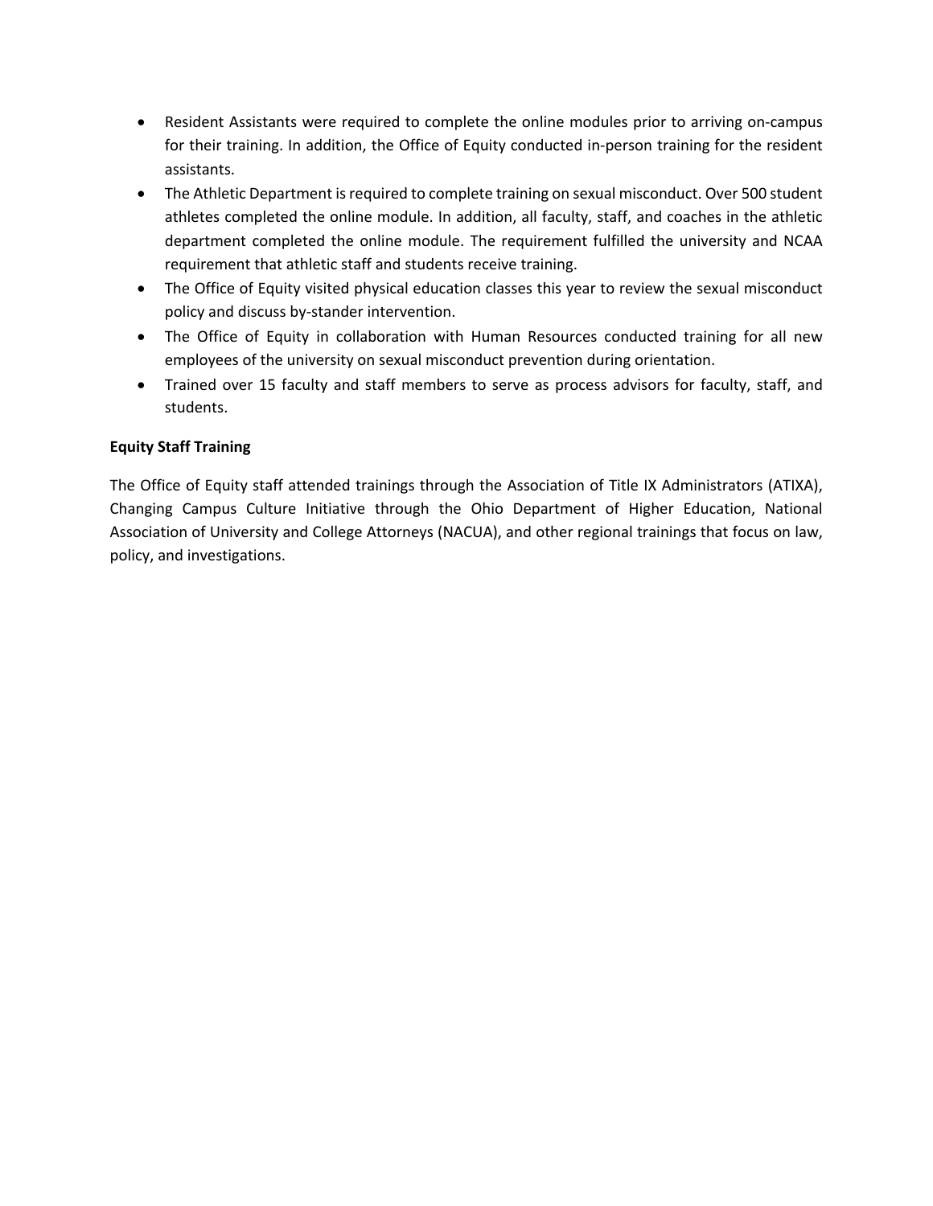- Resident Assistants were required to complete the online modules prior to arriving on-campus for their training. In addition, the Office of Equity conducted in-person training for the resident assistants.
- The Athletic Department is required to complete training on sexual misconduct. Over 500 student athletes completed the online module. In addition, all faculty, staff, and coaches in the athletic department completed the online module. The requirement fulfilled the university and NCAA requirement that athletic staff and students receive training.
- The Office of Equity visited physical education classes this year to review the sexual misconduct policy and discuss by-stander intervention.
- The Office of Equity in collaboration with Human Resources conducted training for all new employees of the university on sexual misconduct prevention during orientation.
- Trained over 15 faculty and staff members to serve as process advisors for faculty, staff, and students.

**Equity Staff Training**

The Office of Equity staff attended trainings through the Association of Title IX Administrators (ATIXA), Changing Campus Culture Initiative through the Ohio Department of Higher Education, National Association of University and College Attorneys (NACUA), and other regional trainings that focus on law, policy, and investigations.